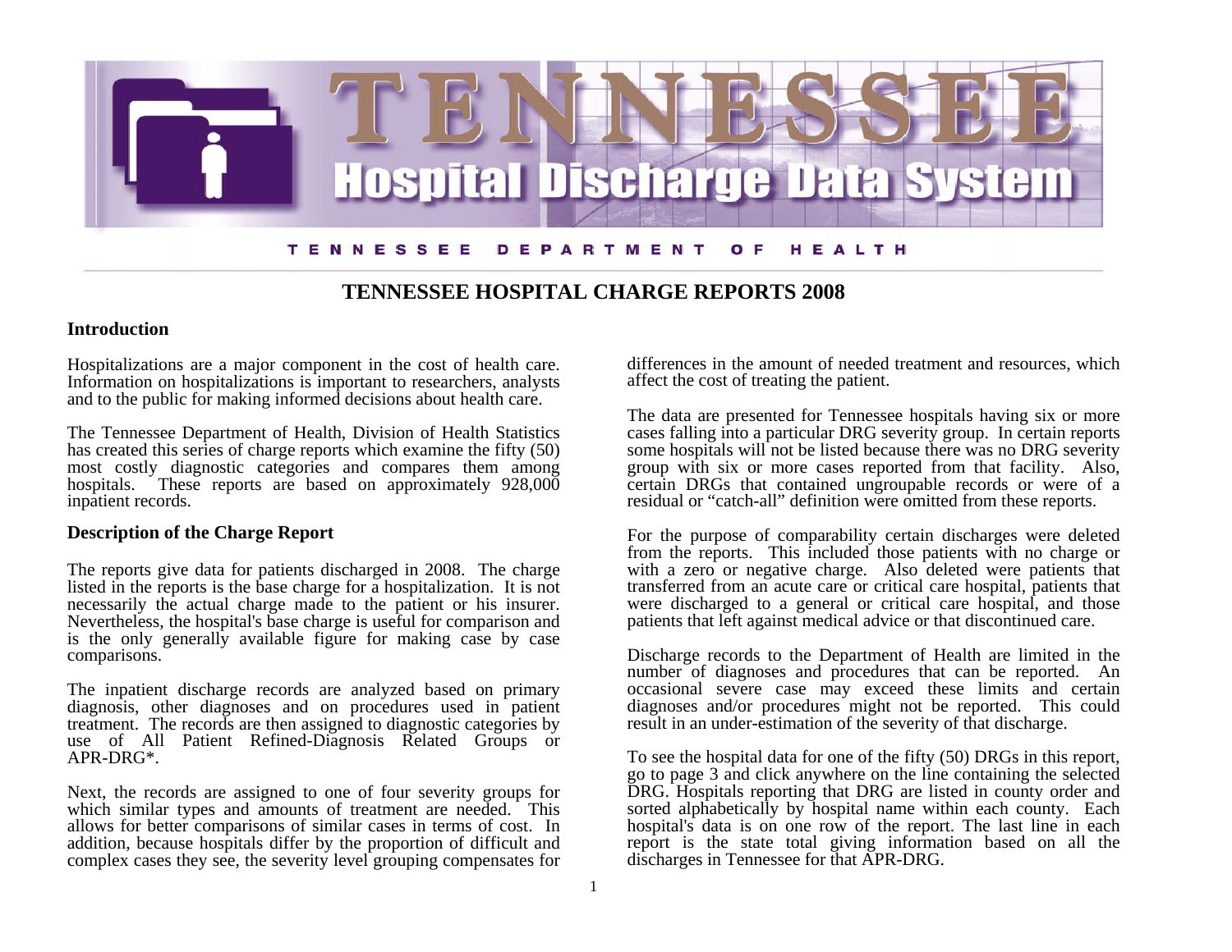# TENNESSEE Hospital Discharge Data System

TENNESSEE DEPARTMENT OF HEALTH

## TENNESSEE HOSPITAL CHARGE REPORTS 2008

### Introduction

Hospitalizations are a major component in the cost of health care. Information on hospitalizations is important to researchers, analysts and to the public for making informed decisions about health care.

The Tennessee Department of Health, Division of Health Statistics has created this series of charge reports which examine the fifty (50) most costly diagnostic categories and compares them among hospitals. These reports are based on approximately 928,000 inpatient records.

### Description of the Charge Report

The reports give data for patients discharged in 2008. The charge listed in the reports is the base charge for a hospitalization. It is not necessarily the actual charge made to the patient or his insurer. Nevertheless, the hospital's base charge is useful for comparison and is the only generally available figure for making case by case comparisons.

The inpatient discharge records are analyzed based on primary diagnosis, other diagnoses and on procedures used in patient treatment. The records are then assigned to diagnostic categories by use of All Patient Refined-Diagnosis Related Groups or APR-DRG*.

Next, the records are assigned to one of four severity groups for which similar types and amounts of treatment are needed. This allows for better comparisons of similar cases in terms of cost. In addition, because hospitals differ by the proportion of difficult and complex cases they see, the severity level grouping compensates for differences in the amount of needed treatment and resources, which affect the cost of treating the patient.

The data are presented for Tennessee hospitals having six or more cases falling into a particular DRG severity group. In certain reports some hospitals will not be listed because there was no DRG severity group with six or more cases reported from that facility. Also, certain DRGs that contained ungroupable records or were of a residual or "catch-all" definition were omitted from these reports.

For the purpose of comparability certain discharges were deleted from the reports. This included those patients with no charge or with a zero or negative charge. Also deleted were patients that transferred from an acute care or critical care hospital, patients that were discharged to a general or critical care hospital, and those patients that left against medical advice or that discontinued care.

Discharge records to the Department of Health are limited in the number of diagnoses and procedures that can be reported. An occasional severe case may exceed these limits and certain diagnoses and/or procedures might not be reported. This could result in an under-estimation of the severity of that discharge.

To see the hospital data for one of the fifty (50) DRGs in this report, go to page 3 and click anywhere on the line containing the selected DRG. Hospitals reporting that DRG are listed in county order and sorted alphabetically by hospital name within each county. Each hospital's data is on one row of the report. The last line in each report is the state total giving information based on all the discharges in Tennessee for that APR-DRG.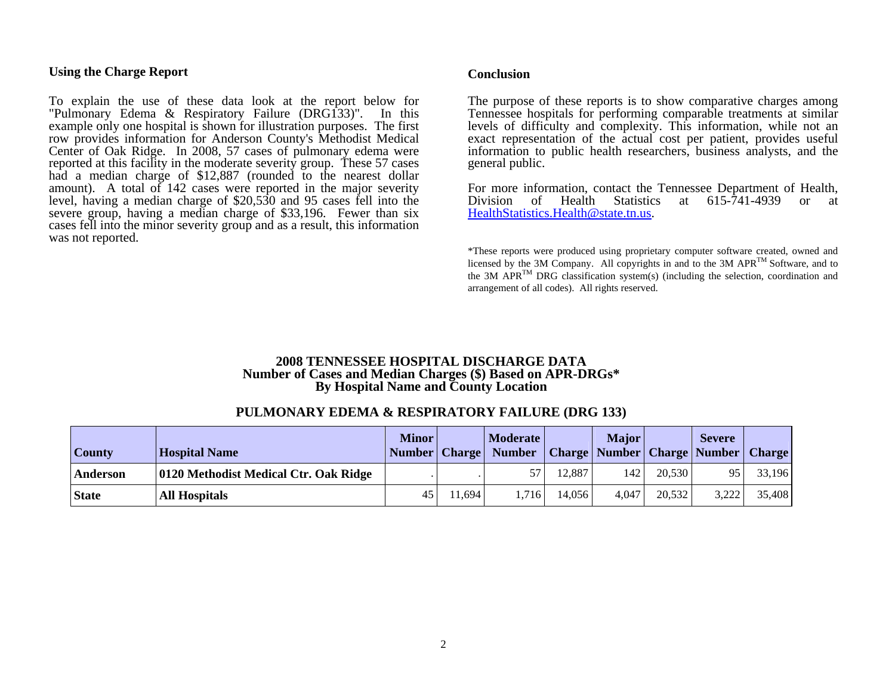## Using the Charge Report

To explain the use of these data look at the report below for "Pulmonary Edema & Respiratory Failure (DRG133)". In this example only one hospital is shown for illustration purposes. The first row provides information for Anderson County's Methodist Medical Center of Oak Ridge. In 2008, 57 cases of pulmonary edema were reported at this facility in the moderate severity group. These 57 cases had a median charge of $12,887 (rounded to the nearest dollar amount). A total of 142 cases were reported in the major severity level, having a median charge of $20,530 and 95 cases fell into the severe group, having a median charge of $33,196. Fewer than six cases fell into the minor severity group and as a result, this information was not reported.

## Conclusion

The purpose of these reports is to show comparative charges among Tennessee hospitals for performing comparable treatments at similar levels of difficulty and complexity. This information, while not an exact representation of the actual cost per patient, provides useful information to public health researchers, business analysts, and the general public.

For more information, contact the Tennessee Department of Health, Division of Health Statistics at 615-741-4939 or at HealthStatistics.Health@state.tn.us.

*These reports were produced using proprietary computer software created, owned and licensed by the 3M Company. All copyrights in and to the 3M APR™ Software, and to the 3M APR™ DRG classification system(s) (including the selection, coordination and arrangement of all codes). All rights reserved.

### 2008 TENNESSEE HOSPITAL DISCHARGE DATA
### Number of Cases and Median Charges ($) Based on APR-DRGs*
### By Hospital Name and County Location

### PULMONARY EDEMA & RESPIRATORY FAILURE (DRG 133)

| County | Hospital Name | Minor Number | Charge | Moderate Number | Charge | Major Number | Charge | Severe Number | Charge |
|---|---|---|---|---|---|---|---|---|---|
| **Anderson** | **0120 Methodist Medical Ctr. Oak Ridge** | . | . | 57 | 12,887 | 142 | 20,530 | 95 | 33,196 |
| **State** | **All Hospitals** | 45 | 11,694 | 1,716 | 14,056 | 4,047 | 20,532 | 3,222 | 35,408 |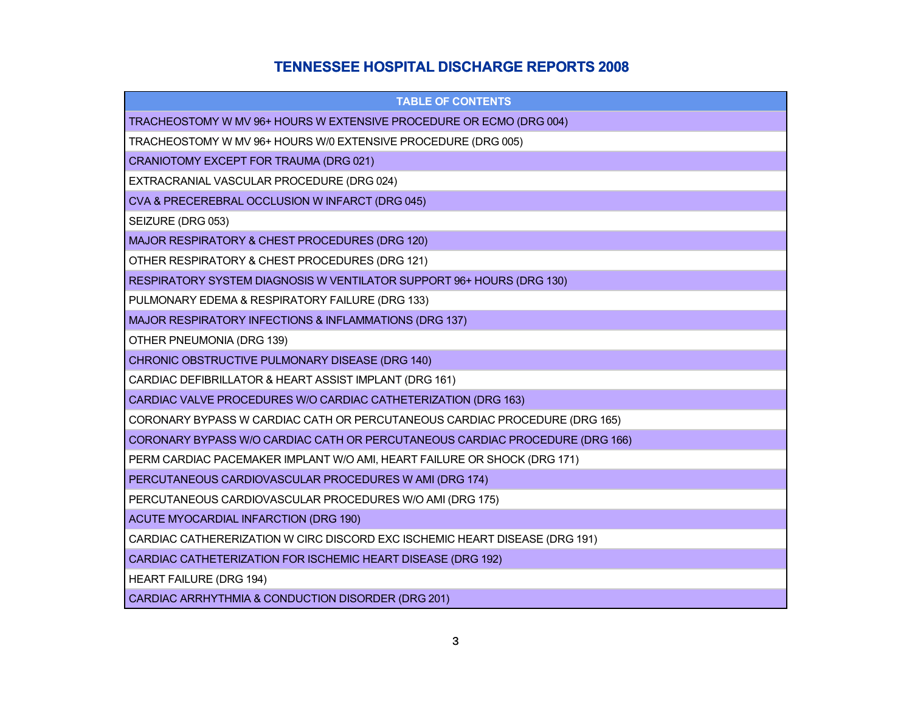# TENNESSEE HOSPITAL DISCHARGE REPORTS 2008

| TABLE OF CONTENTS |
|---|
| TRACHEOSTOMY W MV 96+ HOURS W EXTENSIVE PROCEDURE OR ECMO (DRG 004) |
| TRACHEOSTOMY W MV 96+ HOURS W/0 EXTENSIVE PROCEDURE (DRG 005) |
| CRANIOTOMY EXCEPT FOR TRAUMA (DRG 021) |
| EXTRACRANIAL VASCULAR PROCEDURE (DRG 024) |
| CVA & PRECEREBRAL OCCLUSION W INFARCT (DRG 045) |
| SEIZURE (DRG 053) |
| MAJOR RESPIRATORY & CHEST PROCEDURES (DRG 120) |
| OTHER RESPIRATORY & CHEST PROCEDURES (DRG 121) |
| RESPIRATORY SYSTEM DIAGNOSIS W VENTILATOR SUPPORT 96+ HOURS (DRG 130) |
| PULMONARY EDEMA & RESPIRATORY FAILURE (DRG 133) |
| MAJOR RESPIRATORY INFECTIONS & INFLAMMATIONS (DRG 137) |
| OTHER PNEUMONIA (DRG 139) |
| CHRONIC OBSTRUCTIVE PULMONARY DISEASE (DRG 140) |
| CARDIAC DEFIBRILLATOR & HEART ASSIST IMPLANT (DRG 161) |
| CARDIAC VALVE PROCEDURES W/O CARDIAC CATHETERIZATION (DRG 163) |
| CORONARY BYPASS W CARDIAC CATH OR PERCUTANEOUS CARDIAC PROCEDURE (DRG 165) |
| CORONARY BYPASS W/O CARDIAC CATH OR PERCUTANEOUS CARDIAC PROCEDURE (DRG 166) |
| PERM CARDIAC PACEMAKER IMPLANT W/O AMI, HEART FAILURE OR SHOCK (DRG 171) |
| PERCUTANEOUS CARDIOVASCULAR PROCEDURES W AMI (DRG 174) |
| PERCUTANEOUS CARDIOVASCULAR PROCEDURES W/O AMI (DRG 175) |
| ACUTE MYOCARDIAL INFARCTION (DRG 190) |
| CARDIAC CATHERERIZATION W CIRC DISCORD EXC ISCHEMIC HEART DISEASE (DRG 191) |
| CARDIAC CATHETERIZATION FOR ISCHEMIC HEART DISEASE (DRG 192) |
| HEART FAILURE (DRG 194) |
| CARDIAC ARRHYTHMIA & CONDUCTION DISORDER (DRG 201) |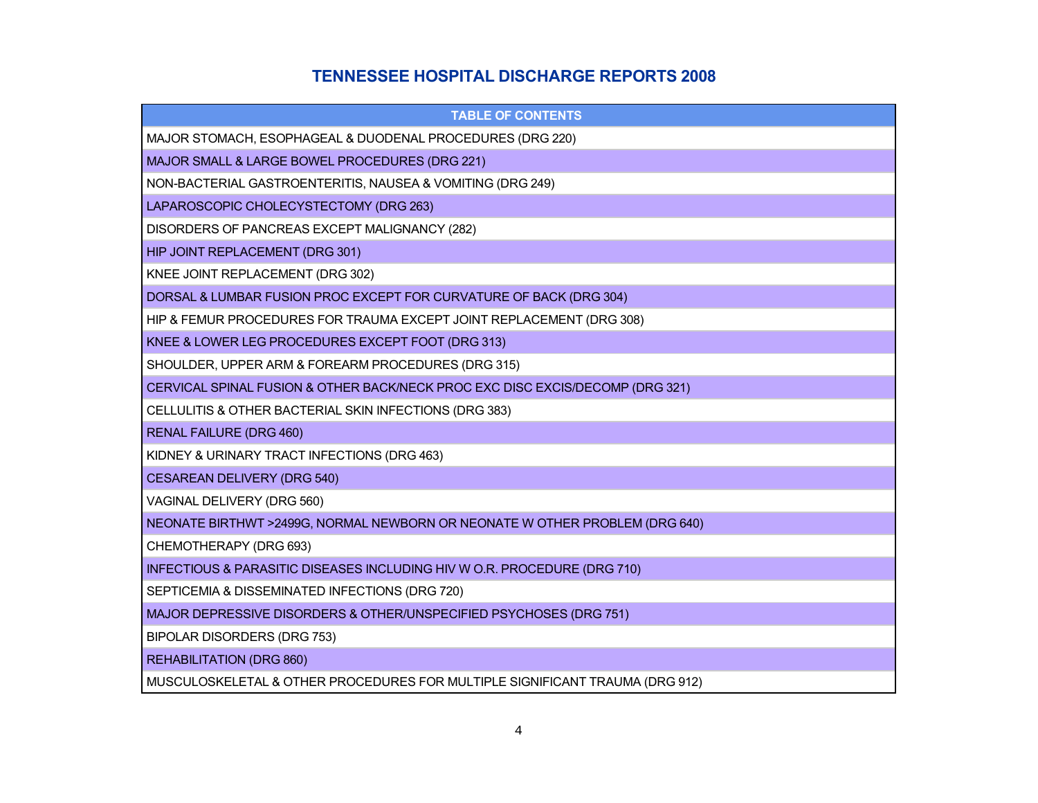# TENNESSEE HOSPITAL DISCHARGE REPORTS 2008

| TABLE OF CONTENTS |
|---|
| MAJOR STOMACH, ESOPHAGEAL & DUODENAL PROCEDURES (DRG 220) |
| MAJOR SMALL & LARGE BOWEL PROCEDURES (DRG 221) |
| NON-BACTERIAL GASTROENTERITIS, NAUSEA & VOMITING (DRG 249) |
| LAPAROSCOPIC CHOLECYSTECTOMY (DRG 263) |
| DISORDERS OF PANCREAS EXCEPT MALIGNANCY (282) |
| HIP JOINT REPLACEMENT (DRG 301) |
| KNEE JOINT REPLACEMENT (DRG 302) |
| DORSAL & LUMBAR FUSION PROC EXCEPT FOR CURVATURE OF BACK (DRG 304) |
| HIP & FEMUR PROCEDURES FOR TRAUMA EXCEPT JOINT REPLACEMENT (DRG 308) |
| KNEE & LOWER LEG PROCEDURES EXCEPT FOOT (DRG 313) |
| SHOULDER, UPPER ARM & FOREARM PROCEDURES (DRG 315) |
| CERVICAL SPINAL FUSION & OTHER BACK/NECK PROC EXC DISC EXCIS/DECOMP (DRG 321) |
| CELLULITIS & OTHER BACTERIAL SKIN INFECTIONS (DRG 383) |
| RENAL FAILURE (DRG 460) |
| KIDNEY & URINARY TRACT INFECTIONS (DRG 463) |
| CESAREAN DELIVERY (DRG 540) |
| VAGINAL DELIVERY (DRG 560) |
| NEONATE BIRTHWT >2499G, NORMAL NEWBORN OR NEONATE W OTHER PROBLEM (DRG 640) |
| CHEMOTHERAPY (DRG 693) |
| INFECTIOUS & PARASITIC DISEASES INCLUDING HIV W O.R. PROCEDURE (DRG 710) |
| SEPTICEMIA & DISSEMINATED INFECTIONS (DRG 720) |
| MAJOR DEPRESSIVE DISORDERS & OTHER/UNSPECIFIED PSYCHOSES (DRG 751) |
| BIPOLAR DISORDERS (DRG 753) |
| REHABILITATION (DRG 860) |
| MUSCULOSKELETAL & OTHER PROCEDURES FOR MULTIPLE SIGNIFICANT TRAUMA (DRG 912) |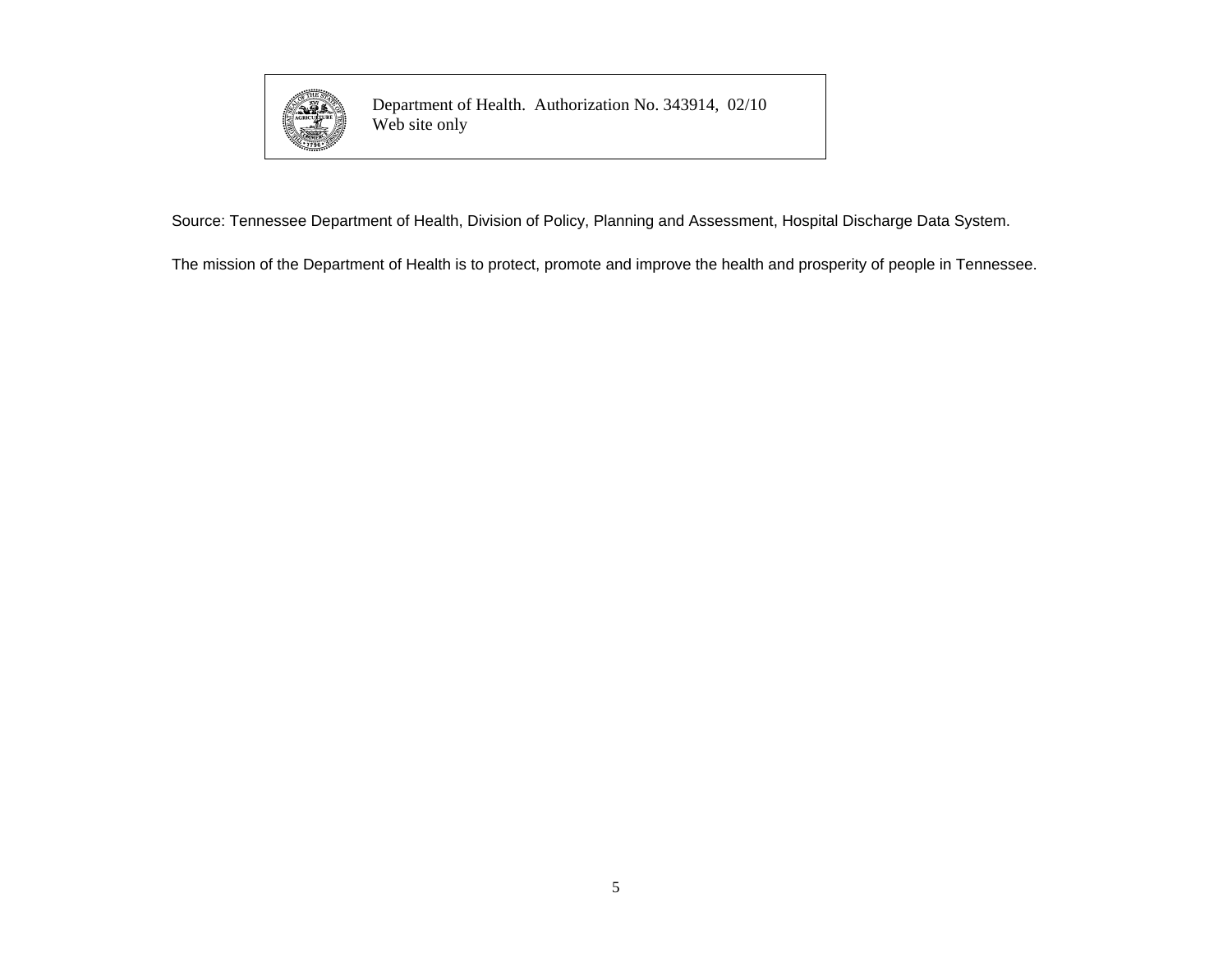Department of Health. Authorization No. 343914, 02/10
Web site only

Source: Tennessee Department of Health, Division of Policy, Planning and Assessment, Hospital Discharge Data System.

The mission of the Department of Health is to protect, promote and improve the health and prosperity of people in Tennessee.